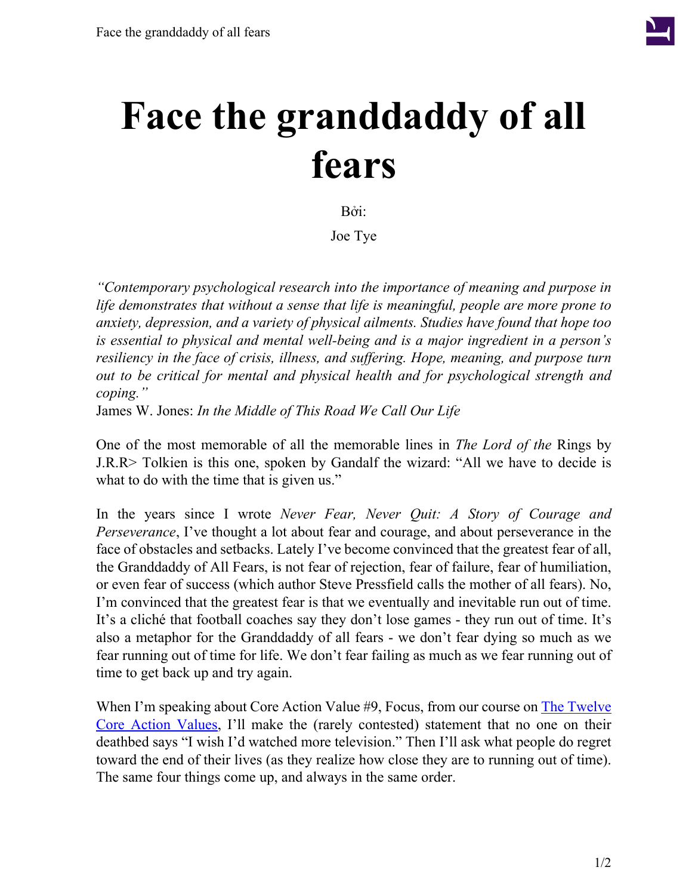# Face the granddaddy of all fears

Bởi:

Joe Tye

*"Contemporary psychological research into the importance of meaning and purpose in life demonstrates that without a sense that life is meaningful, people are more prone to anxiety, depression, and a variety of physical ailments. Studies have found that hope too is essential to physical and mental well-being and is a major ingredient in a person's resiliency in the face of crisis, illness, and suffering. Hope, meaning, and purpose turn out to be critical for mental and physical health and for psychological strength and coping."*
James W. Jones: *In the Middle of This Road We Call Our Life*

One of the most memorable of all the memorable lines in *The Lord of the* Rings by J.R.R> Tolkien is this one, spoken by Gandalf the wizard: "All we have to decide is what to do with the time that is given us."

In the years since I wrote *Never Fear, Never Quit: A Story of Courage and Perseverance*, I've thought a lot about fear and courage, and about perseverance in the face of obstacles and setbacks. Lately I've become convinced that the greatest fear of all, the Granddaddy of All Fears, is not fear of rejection, fear of failure, fear of humiliation, or even fear of success (which author Steve Pressfield calls the mother of all fears). No, I'm convinced that the greatest fear is that we eventually and inevitable run out of time. It's a cliché that football coaches say they don't lose games - they run out of time. It's also a metaphor for the Granddaddy of all fears - we don't fear dying so much as we fear running out of time for life. We don't fear failing as much as we fear running out of time to get back up and try again.

When I'm speaking about Core Action Value #9, Focus, from our course on The Twelve Core Action Values, I'll make the (rarely contested) statement that no one on their deathbed says "I wish I'd watched more television." Then I'll ask what people do regret toward the end of their lives (as they realize how close they are to running out of time). The same four things come up, and always in the same order.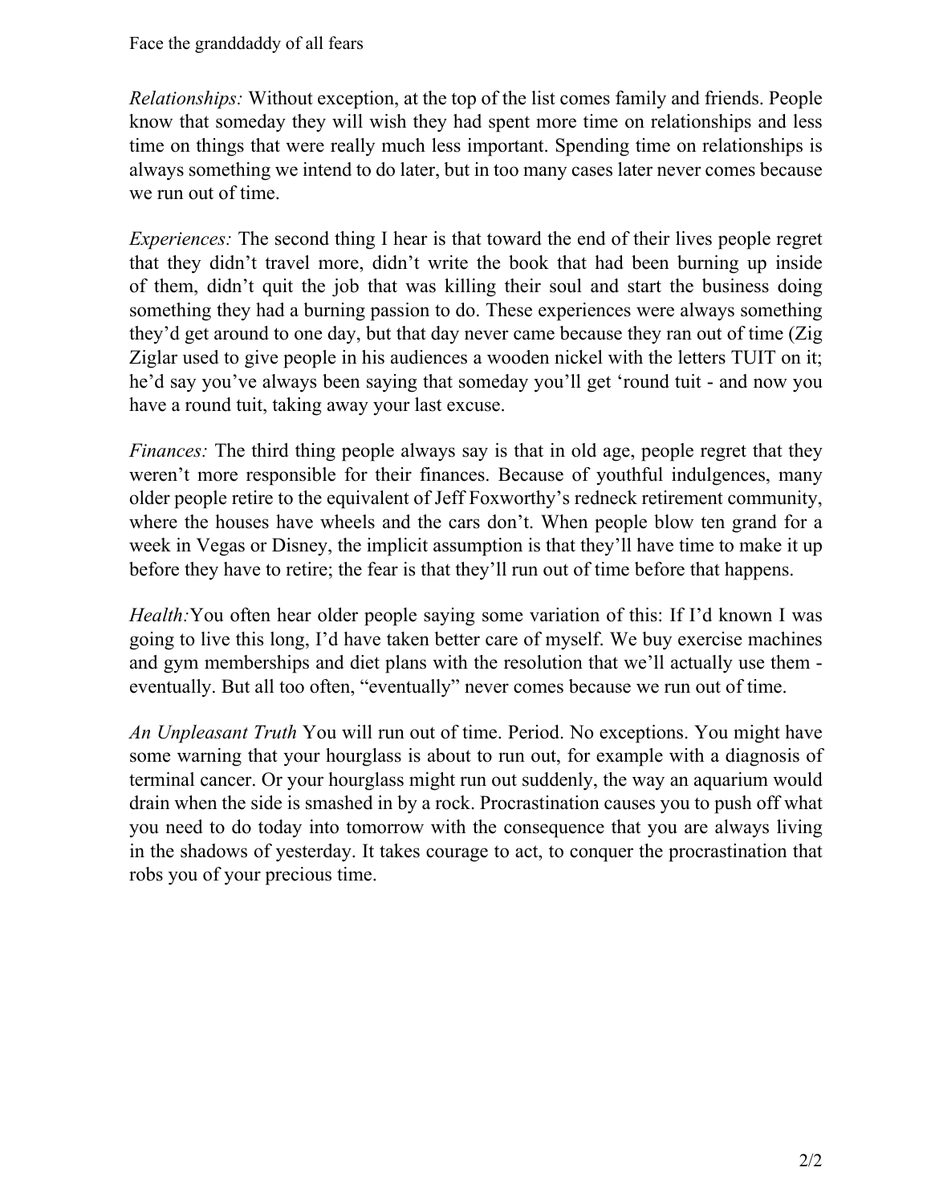*Relationships:* Without exception, at the top of the list comes family and friends. People know that someday they will wish they had spent more time on relationships and less time on things that were really much less important. Spending time on relationships is always something we intend to do later, but in too many cases later never comes because we run out of time.

*Experiences:* The second thing I hear is that toward the end of their lives people regret that they didn't travel more, didn't write the book that had been burning up inside of them, didn't quit the job that was killing their soul and start the business doing something they had a burning passion to do. These experiences were always something they'd get around to one day, but that day never came because they ran out of time (Zig Ziglar used to give people in his audiences a wooden nickel with the letters TUIT on it; he'd say you've always been saying that someday you'll get 'round tuit - and now you have a round tuit, taking away your last excuse.

*Finances:* The third thing people always say is that in old age, people regret that they weren't more responsible for their finances. Because of youthful indulgences, many older people retire to the equivalent of Jeff Foxworthy's redneck retirement community, where the houses have wheels and the cars don't. When people blow ten grand for a week in Vegas or Disney, the implicit assumption is that they'll have time to make it up before they have to retire; the fear is that they'll run out of time before that happens.

*Health:*You often hear older people saying some variation of this: If I'd known I was going to live this long, I'd have taken better care of myself. We buy exercise machines and gym memberships and diet plans with the resolution that we'll actually use them - eventually. But all too often, "eventually" never comes because we run out of time.

*An Unpleasant Truth* You will run out of time. Period. No exceptions. You might have some warning that your hourglass is about to run out, for example with a diagnosis of terminal cancer. Or your hourglass might run out suddenly, the way an aquarium would drain when the side is smashed in by a rock. Procrastination causes you to push off what you need to do today into tomorrow with the consequence that you are always living in the shadows of yesterday. It takes courage to act, to conquer the procrastination that robs you of your precious time.